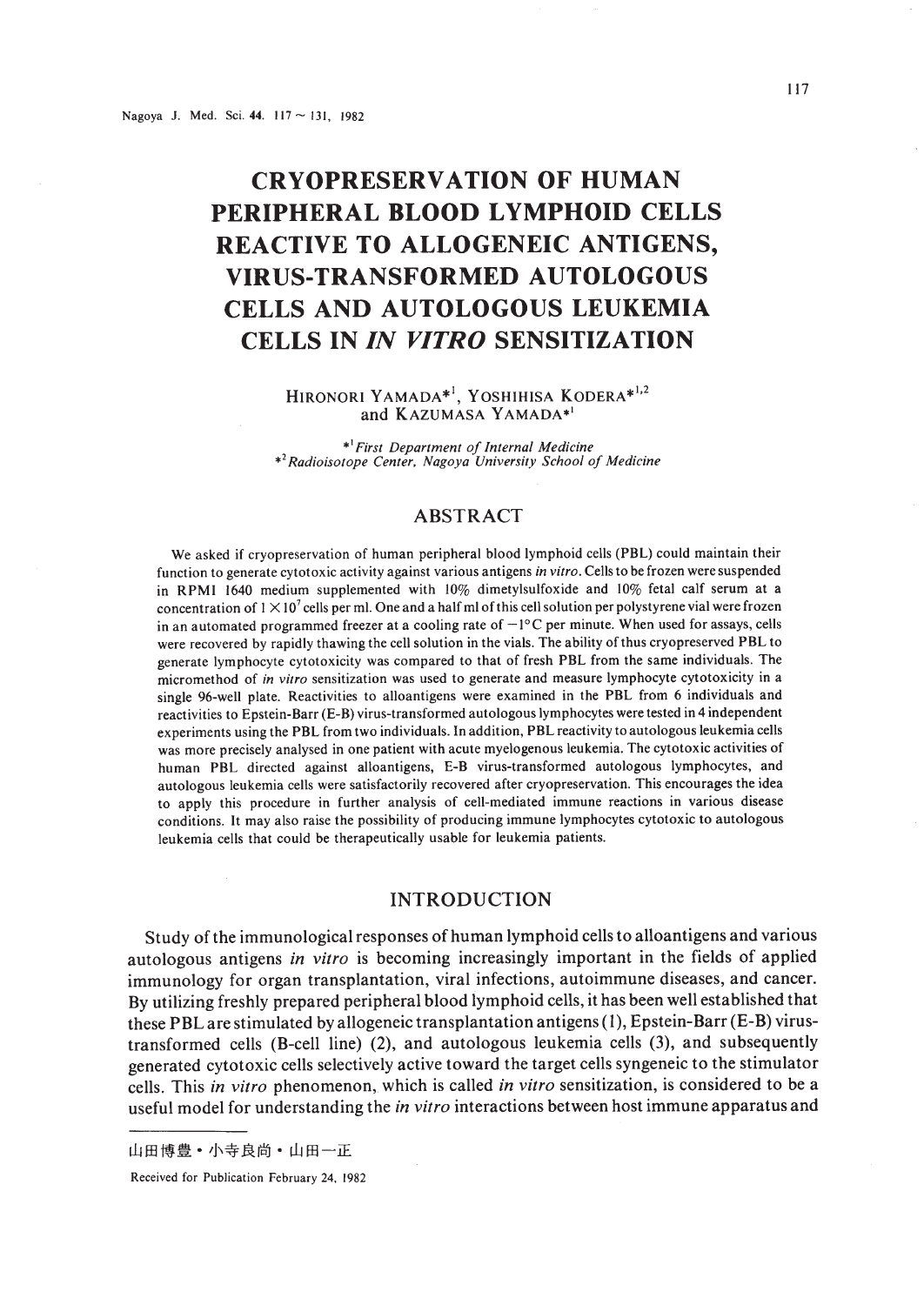# CRYOPRESERVATION OF HUMAN PERIPHERAL BLOOD LYMPHOID CELLS REACTIVE TO ALLOGENEIC ANTIGENS, VIRUS-TRANSFORMED AUTOLOGOUS CELLS AND AUTOLOGOUS LEUKEMIA CELLS IN *IN VITRO* SENSITIZATION

HIRONORI YAMADA*[1], YOSHIHISA KODERA*[1,2] and KAZUMASA YAMADA*[1]

*[1] *First Department of Internal Medicine*
*[2] *Radioisotope Center, Nagoya University School of Medicine*

## ABSTRACT

We asked if cryopreservation of human peripheral blood lymphoid cells (PBL) could maintain their function to generate cytotoxic activity against various antigens *in vitro*. Cells to be frozen were suspended in RPMI 1640 medium supplemented with 10% dimetylsulfoxide and 10% fetal calf serum at a concentration of $1 \times 10^7$ cells per ml. One and a half ml of this cell solution per polystyrene vial were frozen in an automated programmed freezer at a cooling rate of $-1°C$ per minute. When used for assays, cells were recovered by rapidly thawing the cell solution in the vials. The ability of thus cryopreserved PBL to generate lymphocyte cytotoxicity was compared to that of fresh PBL from the same individuals. The micromethod of *in vitro* sensitization was used to generate and measure lymphocyte cytotoxicity in a single 96-well plate. Reactivities to alloantigens were examined in the PBL from 6 individuals and reactivities to Epstein-Barr (E-B) virus-transformed autologous lymphocytes were tested in 4 independent experiments using the PBL from two individuals. In addition, PBL reactivity to autologous leukemia cells was more precisely analysed in one patient with acute myelogenous leukemia. The cytotoxic activities of human PBL directed against alloantigens, E-B virus-transformed autologous lymphocytes, and autologous leukemia cells were satisfactorily recovered after cryopreservation. This encourages the idea to apply this procedure in further analysis of cell-mediated immune reactions in various disease conditions. It may also raise the possibility of producing immune lymphocytes cytotoxic to autologous leukemia cells that could be therapeutically usable for leukemia patients.

## INTRODUCTION

Study of the immunological responses of human lymphoid cells to alloantigens and various autologous antigens *in vitro* is becoming increasingly important in the fields of applied immunology for organ transplantation, viral infections, autoimmune diseases, and cancer. By utilizing freshly prepared peripheral blood lymphoid cells, it has been well established that these PBL are stimulated by allogeneic transplantation antigens (1), Epstein-Barr (E-B) virus-transformed cells (B-cell line) (2), and autologous leukemia cells (3), and subsequently generated cytotoxic cells selectively active toward the target cells syngeneic to the stimulator cells. This *in vitro* phenomenon, which is called *in vitro* sensitization, is considered to be a useful model for understanding the *in vitro* interactions between host immune apparatus and

山田博豊・小寺良尚・山田一正

Received for Publication February 24, 1982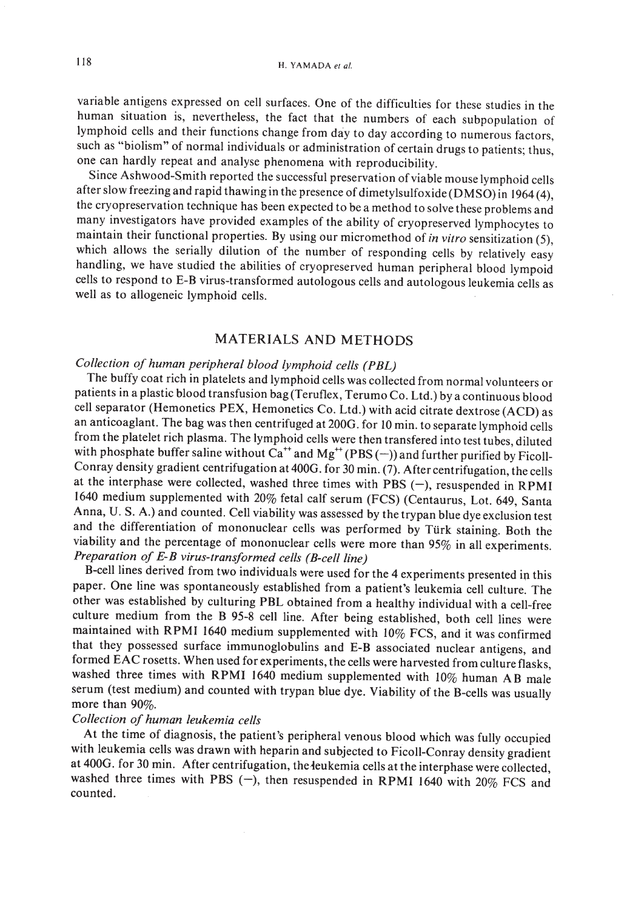variable antigens expressed on cell surfaces. One of the difficulties for these studies in the human situation is, nevertheless, the fact that the numbers of each subpopulation of lymphoid cells and their functions change from day to day according to numerous factors, such as "biolism" of normal individuals or administration of certain drugs to patients; thus, one can hardly repeat and analyse phenomena with reproducibility.

Since Ashwood-Smith reported the successful preservation of viable mouse lymphoid cells after slow freezing and rapid thawing in the presence of dimetylsulfoxide (DMSO) in 1964 (4), the cryopreservation technique has been expected to be a method to solve these problems and many investigators have provided examples of the ability of cryopreserved lymphocytes to maintain their functional properties. By using our micromethod of *in vitro* sensitization (5), which allows the serially dilution of the number of responding cells by relatively easy handling, we have studied the abilities of cryopreserved human peripheral blood lympoid cells to respond to E-B virus-transformed autologous cells and autologous leukemia cells as well as to allogeneic lymphoid cells.

## MATERIALS AND METHODS

*Collection of human peripheral blood lymphoid cells (PBL)*

The buffy coat rich in platelets and lymphoid cells was collected from normal volunteers or patients in a plastic blood transfusion bag (Teruflex, Terumo Co. Ltd.) by a continuous blood cell separator (Hemonetics PEX, Hemonetics Co. Ltd.) with acid citrate dextrose (ACD) as an anticoaglant. The bag was then centrifuged at 200G. for 10 min. to separate lymphoid cells from the platelet rich plasma. The lymphoid cells were then transfered into test tubes, diluted with phosphate buffer saline without $Ca^{++}$ and $Mg^{++}$ (PBS (−)) and further purified by Ficoll-Conray density gradient centrifugation at 400G. for 30 min. (7). After centrifugation, the cells at the interphase were collected, washed three times with PBS (−), resuspended in RPMI 1640 medium supplemented with 20% fetal calf serum (FCS) (Centaurus, Lot. 649, Santa Anna, U. S. A.) and counted. Cell viability was assessed by the trypan blue dye exclusion test and the differentiation of mononuclear cells was performed by Türk staining. Both the viability and the percentage of mononuclear cells were more than 95% in all experiments.

*Preparation of E-B virus-transformed cells (B-cell line)*

B-cell lines derived from two individuals were used for the 4 experiments presented in this paper. One line was spontaneously established from a patient's leukemia cell culture. The other was established by culturing PBL obtained from a healthy individual with a cell-free culture medium from the B 95-8 cell line. After being established, both cell lines were maintained with RPMI 1640 medium supplemented with 10% FCS, and it was confirmed that they possessed surface immunoglobulins and E-B associated nuclear antigens, and formed EAC rosetts. When used for experiments, the cells were harvested from culture flasks, washed three times with RPMI 1640 medium supplemented with 10% human AB male serum (test medium) and counted with trypan blue dye. Viability of the B-cells was usually more than 90%.

*Collection of human leukemia cells*

At the time of diagnosis, the patient's peripheral venous blood which was fully occupied with leukemia cells was drawn with heparin and subjected to Ficoll-Conray density gradient at 400G. for 30 min. After centrifugation, the leukemia cells at the interphase were collected, washed three times with PBS (−), then resuspended in RPMI 1640 with 20% FCS and counted.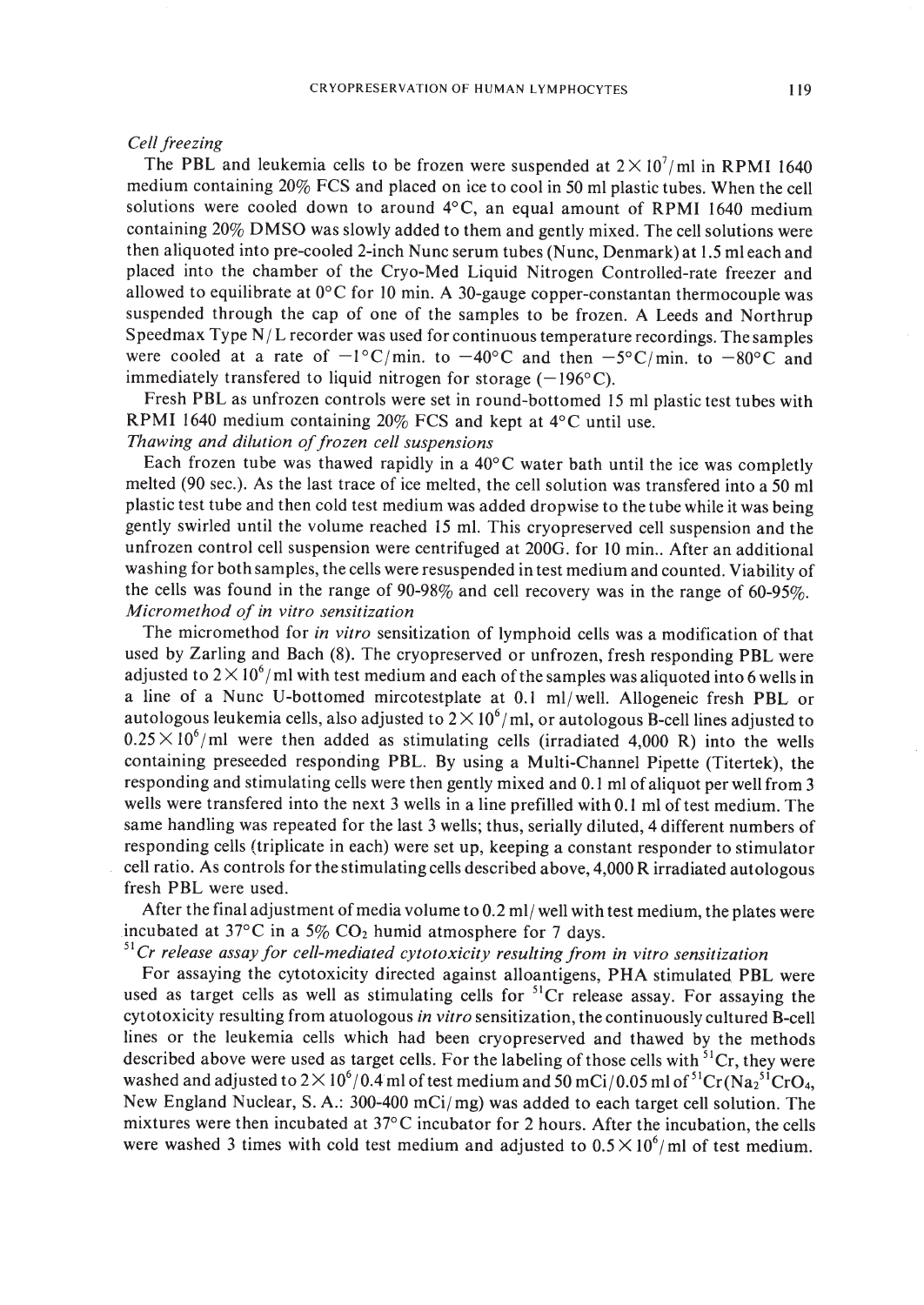*Cell freezing*

The PBL and leukemia cells to be frozen were suspended at $2 \times 10^7$/ml in RPMI 1640 medium containing 20% FCS and placed on ice to cool in 50 ml plastic tubes. When the cell solutions were cooled down to around 4°C, an equal amount of RPMI 1640 medium containing 20% DMSO was slowly added to them and gently mixed. The cell solutions were then aliquoted into pre-cooled 2-inch Nunc serum tubes (Nunc, Denmark) at 1.5 ml each and placed into the chamber of the Cryo-Med Liquid Nitrogen Controlled-rate freezer and allowed to equilibrate at 0°C for 10 min. A 30-gauge copper-constantan thermocouple was suspended through the cap of one of the samples to be frozen. A Leeds and Northrup Speedmax Type N/L recorder was used for continuous temperature recordings. The samples were cooled at a rate of −1°C/min. to −40°C and then −5°C/min. to −80°C and immediately transfered to liquid nitrogen for storage (−196°C).

Fresh PBL as unfrozen controls were set in round-bottomed 15 ml plastic test tubes with RPMI 1640 medium containing 20% FCS and kept at 4°C until use.

*Thawing and dilution of frozen cell suspensions*

Each frozen tube was thawed rapidly in a 40°C water bath until the ice was completly melted (90 sec.). As the last trace of ice melted, the cell solution was transfered into a 50 ml plastic test tube and then cold test medium was added dropwise to the tube while it was being gently swirled until the volume reached 15 ml. This cryopreserved cell suspension and the unfrozen control cell suspension were centrifuged at 200G. for 10 min.. After an additional washing for both samples, the cells were resuspended in test medium and counted. Viability of the cells was found in the range of 90-98% and cell recovery was in the range of 60-95%.

*Micromethod of in vitro sensitization*

The micromethod for *in vitro* sensitization of lymphoid cells was a modification of that used by Zarling and Bach (8). The cryopreserved or unfrozen, fresh responding PBL were adjusted to $2 \times 10^6$/ml with test medium and each of the samples was aliquoted into 6 wells in a line of a Nunc U-bottomed mircotestplate at 0.1 ml/well. Allogeneic fresh PBL or autologous leukemia cells, also adjusted to $2 \times 10^6$/ml, or autologous B-cell lines adjusted to $0.25 \times 10^6$/ml were then added as stimulating cells (irradiated 4,000 R) into the wells containing preseeded responding PBL. By using a Multi-Channel Pipette (Titertek), the responding and stimulating cells were then gently mixed and 0.1 ml of aliquot per well from 3 wells were transfered into the next 3 wells in a line prefilled with 0.1 ml of test medium. The same handling was repeated for the last 3 wells; thus, serially diluted, 4 different numbers of responding cells (triplicate in each) were set up, keeping a constant responder to stimulator cell ratio. As controls for the stimulating cells described above, 4,000 R irradiated autologous fresh PBL were used.

After the final adjustment of media volume to 0.2 ml/well with test medium, the plates were incubated at 37°C in a 5% $CO_2$ humid atmosphere for 7 days.

*$^{51}Cr$ release assay for cell-mediated cytotoxicity resulting from in vitro sensitization*

For assaying the cytotoxicity directed against alloantigens, PHA stimulated PBL were used as target cells as well as stimulating cells for $^{51}Cr$ release assay. For assaying the cytotoxicity resulting from atuologous *in vitro* sensitization, the continuously cultured B-cell lines or the leukemia cells which had been cryopreserved and thawed by the methods described above were used as target cells. For the labeling of those cells with $^{51}Cr$, they were washed and adjusted to $2 \times 10^6$/0.4 ml of test medium and 50 mCi/0.05 ml of $^{51}Cr(Na_2{}^{51}CrO_4$, New England Nuclear, S. A.: 300-400 mCi/mg) was added to each target cell solution. The mixtures were then incubated at 37°C incubator for 2 hours. After the incubation, the cells were washed 3 times with cold test medium and adjusted to $0.5 \times 10^6$/ml of test medium.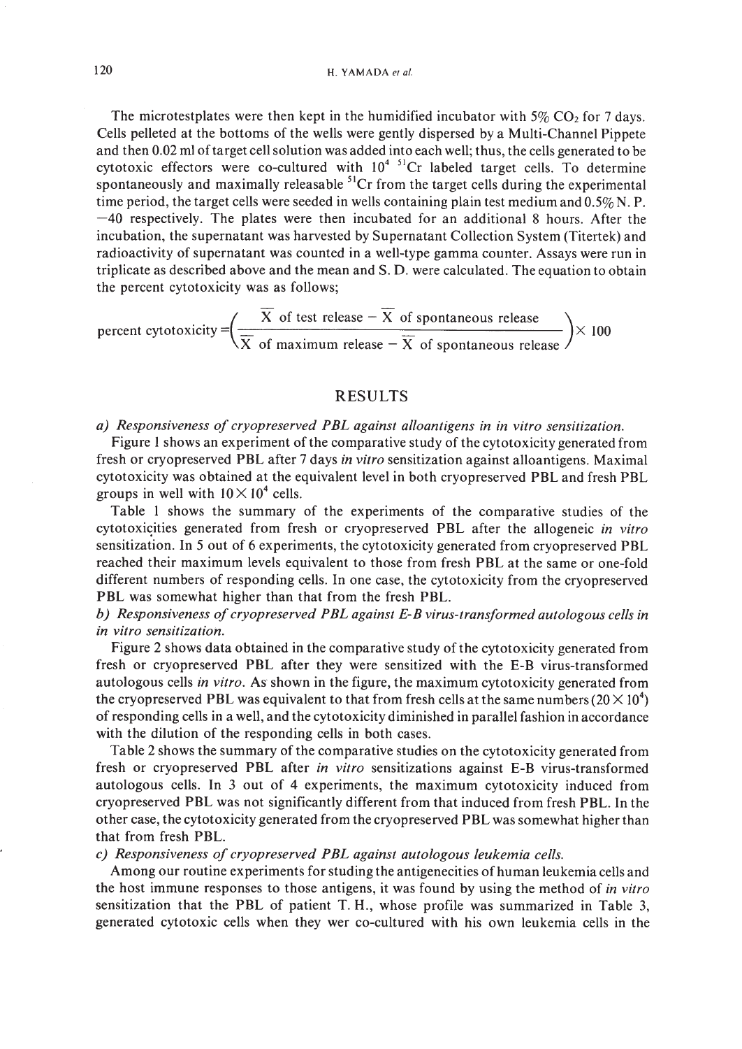The microtestplates were then kept in the humidified incubator with 5% $CO_2$ for 7 days. Cells pelleted at the bottoms of the wells were gently dispersed by a Multi-Channel Pippete and then 0.02 ml of target cell solution was added into each well; thus, the cells generated to be cytotoxic effectors were co-cultured with $10^4$ $^{51}Cr$ labeled target cells. To determine spontaneously and maximally releasable $^{51}Cr$ from the target cells during the experimental time period, the target cells were seeded in wells containing plain test medium and 0.5% N. P. −40 respectively. The plates were then incubated for an additional 8 hours. After the incubation, the supernatant was harvested by Supernatant Collection System (Titertek) and radioactivity of supernatant was counted in a well-type gamma counter. Assays were run in triplicate as described above and the mean and S. D. were calculated. The equation to obtain the percent cytotoxicity was as follows;

$$\text{percent cytotoxicity} = \left( \frac{\overline{X} \text{ of test release} - \overline{X} \text{ of spontaneous release}}{\overline{X} \text{ of maximum release} - \overline{X} \text{ of spontaneous release}} \right) \times 100$$

## RESULTS

*a) Responsiveness of cryopreserved PBL against alloantigens in in vitro sensitization.*

Figure 1 shows an experiment of the comparative study of the cytotoxicity generated from fresh or cryopreserved PBL after 7 days *in vitro* sensitization against alloantigens. Maximal cytotoxicity was obtained at the equivalent level in both cryopreserved PBL and fresh PBL groups in well with $10 \times 10^4$ cells.

Table 1 shows the summary of the experiments of the comparative studies of the cytotoxicities generated from fresh or cryopreserved PBL after the allogeneic *in vitro* sensitization. In 5 out of 6 experiments, the cytotoxicity generated from cryopreserved PBL reached their maximum levels equivalent to those from fresh PBL at the same or one-fold different numbers of responding cells. In one case, the cytotoxicity from the cryopreserved PBL was somewhat higher than that from the fresh PBL.

*b) Responsiveness of cryopreserved PBL against E-B virus-transformed autologous cells in in vitro sensitization.*

Figure 2 shows data obtained in the comparative study of the cytotoxicity generated from fresh or cryopreserved PBL after they were sensitized with the E-B virus-transformed autologous cells *in vitro*. As shown in the figure, the maximum cytotoxicity generated from the cryopreserved PBL was equivalent to that from fresh cells at the same numbers ($20 \times 10^4$) of responding cells in a well, and the cytotoxicity diminished in parallel fashion in accordance with the dilution of the responding cells in both cases.

Table 2 shows the summary of the comparative studies on the cytotoxicity generated from fresh or cryopreserved PBL after *in vitro* sensitizations against E-B virus-transformed autologous cells. In 3 out of 4 experiments, the maximum cytotoxicity induced from cryopreserved PBL was not significantly different from that induced from fresh PBL. In the other case, the cytotoxicity generated from the cryopreserved PBL was somewhat higher than that from fresh PBL.

*c) Responsiveness of cryopreserved PBL against autologous leukemia cells.*

Among our routine experiments for studing the antigenecities of human leukemia cells and the host immune responses to those antigens, it was found by using the method of *in vitro* sensitization that the PBL of patient T. H., whose profile was summarized in Table 3, generated cytotoxic cells when they wer co-cultured with his own leukemia cells in the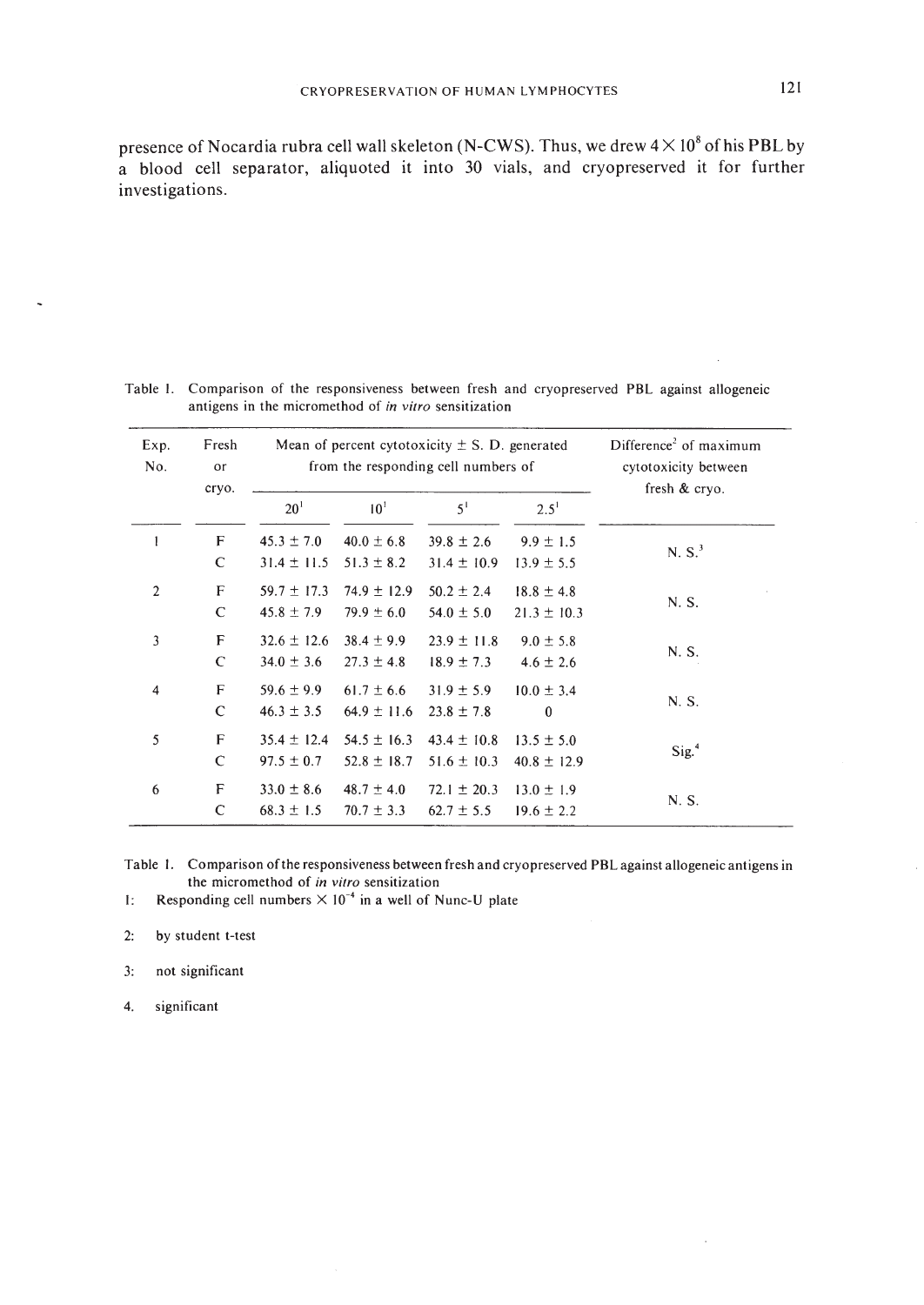presence of Nocardia rubra cell wall skeleton (N-CWS). Thus, we drew $4 \times 10^8$ of his PBL by a blood cell separator, aliquoted it into 30 vials, and cryopreserved it for further investigations.

Table 1. Comparison of the responsiveness between fresh and cryopreserved PBL against allogeneic antigens in the micromethod of *in vitro* sensitization

| Exp. No. | Fresh or cryo. | Mean of percent cytotoxicity ± S. D. generated from the responding cell numbers of | | | | Difference[2] of maximum cytotoxicity between fresh & cryo. |
|---|---|---|---|---|---|---|
| | | 20[1] | 10[1] | 5[1] | 2.5[1] | |
| 1 | F | 45.3 ± 7.0 | 40.0 ± 6.8 | 39.8 ± 2.6 | 9.9 ± 1.5 | N. S.[3] |
| | C | 31.4 ± 11.5 | 51.3 ± 8.2 | 31.4 ± 10.9 | 13.9 ± 5.5 | |
| 2 | F | 59.7 ± 17.3 | 74.9 ± 12.9 | 50.2 ± 2.4 | 18.8 ± 4.8 | N. S. |
| | C | 45.8 ± 7.9 | 79.9 ± 6.0 | 54.0 ± 5.0 | 21.3 ± 10.3 | |
| 3 | F | 32.6 ± 12.6 | 38.4 ± 9.9 | 23.9 ± 11.8 | 9.0 ± 5.8 | N. S. |
| | C | 34.0 ± 3.6 | 27.3 ± 4.8 | 18.9 ± 7.3 | 4.6 ± 2.6 | |
| 4 | F | 59.6 ± 9.9 | 61.7 ± 6.6 | 31.9 ± 5.9 | 10.0 ± 3.4 | N. S. |
| | C | 46.3 ± 3.5 | 64.9 ± 11.6 | 23.8 ± 7.8 | 0 | |
| 5 | F | 35.4 ± 12.4 | 54.5 ± 16.3 | 43.4 ± 10.8 | 13.5 ± 5.0 | Sig.[4] |
| | C | 97.5 ± 0.7 | 52.8 ± 18.7 | 51.6 ± 10.3 | 40.8 ± 12.9 | |
| 6 | F | 33.0 ± 8.6 | 48.7 ± 4.0 | 72.1 ± 20.3 | 13.0 ± 1.9 | N. S. |
| | C | 68.3 ± 1.5 | 70.7 ± 3.3 | 62.7 ± 5.5 | 19.6 ± 2.2 | |

Table 1. Comparison of the responsiveness between fresh and cryopreserved PBL against allogeneic antigens in the micromethod of *in vitro* sensitization

1: Responding cell numbers $\times 10^{-4}$ in a well of Nunc-U plate

2: by student t-test

3: not significant

4. significant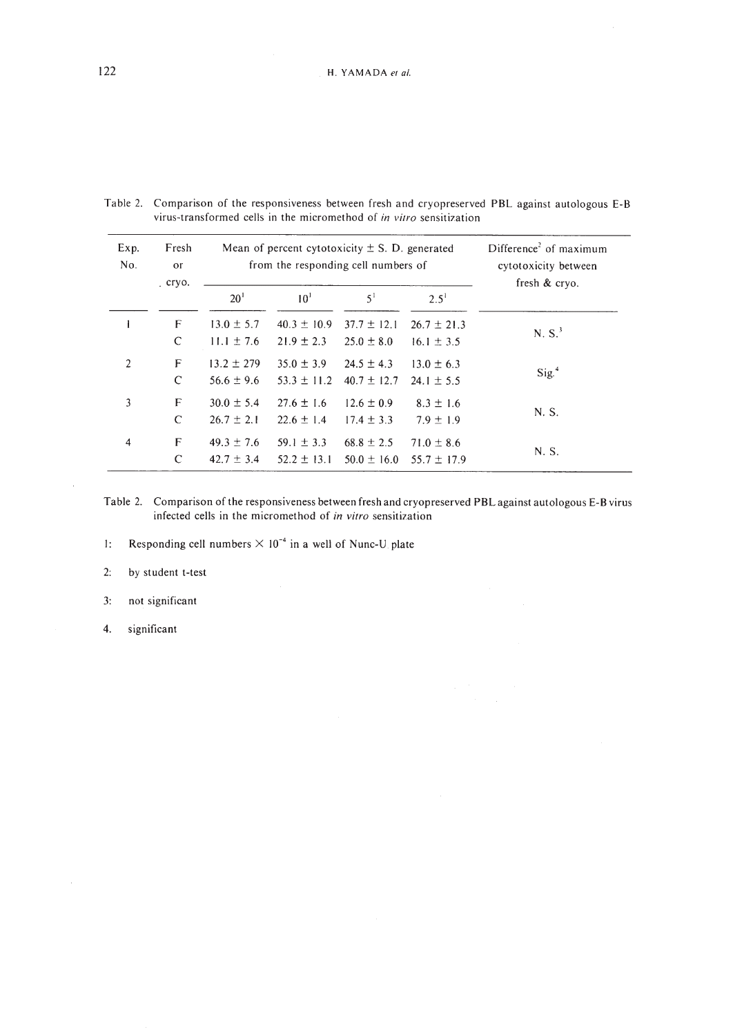Table 2. Comparison of the responsiveness between fresh and cryopreserved PBL against autologous E-B virus-transformed cells in the micromethod of *in vitro* sensitization

| Exp. No. | Fresh or cryo. | Mean of percent cytotoxicity ± S. D. generated from the responding cell numbers of | | | | Difference[2] of maximum cytotoxicity between fresh & cryo. |
|---|---|---|---|---|---|---|
| | | 20[1] | 10[1] | 5[1] | 2.5[1] | |
| 1 | F | 13.0 ± 5.7 | 40.3 ± 10.9 | 37.7 ± 12.1 | 26.7 ± 21.3 | N. S.[3] |
| | C | 11.1 ± 7.6 | 21.9 ± 2.3 | 25.0 ± 8.0 | 16.1 ± 3.5 | |
| 2 | F | 13.2 ± 279 | 35.0 ± 3.9 | 24.5 ± 4.3 | 13.0 ± 6.3 | Sig.[4] |
| | C | 56.6 ± 9.6 | 53.3 ± 11.2 | 40.7 ± 12.7 | 24.1 ± 5.5 | |
| 3 | F | 30.0 ± 5.4 | 27.6 ± 1.6 | 12.6 ± 0.9 | 8.3 ± 1.6 | N. S. |
| | C | 26.7 ± 2.1 | 22.6 ± 1.4 | 17.4 ± 3.3 | 7.9 ± 1.9 | |
| 4 | F | 49.3 ± 7.6 | 59.1 ± 3.3 | 68.8 ± 2.5 | 71.0 ± 8.6 | N. S. |
| | C | 42.7 ± 3.4 | 52.2 ± 13.1 | 50.0 ± 16.0 | 55.7 ± 17.9 | |

Table 2. Comparison of the responsiveness between fresh and cryopreserved PBL against autologous E-B virus infected cells in the micromethod of *in vitro* sensitization

1: Responding cell numbers $\times 10^{-4}$ in a well of Nunc-U plate

2: by student t-test

3: not significant

4. significant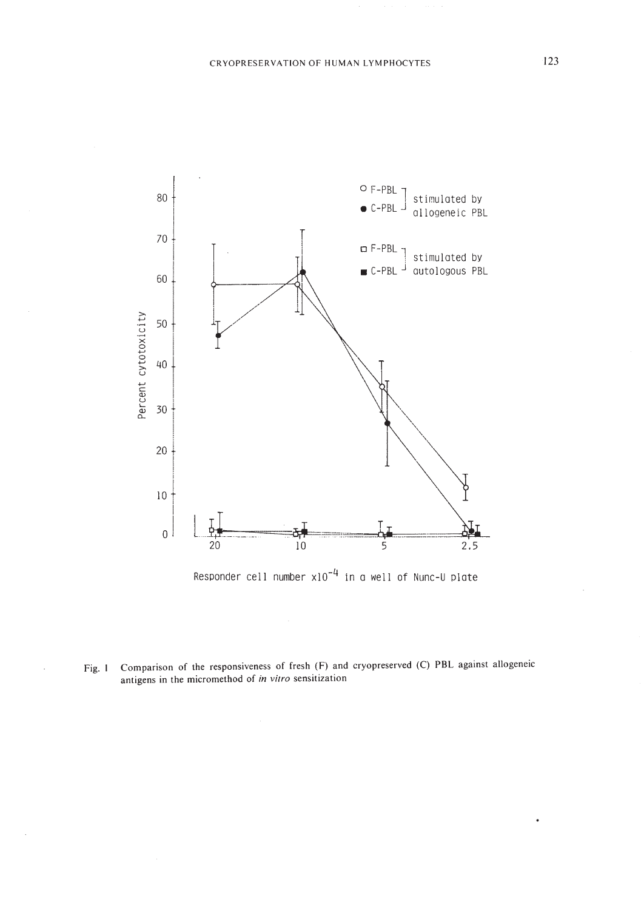Fig. 1 Comparison of the responsiveness of fresh (F) and cryopreserved (C) PBL against allogeneic antigens in the micromethod of *in vitro* sensitization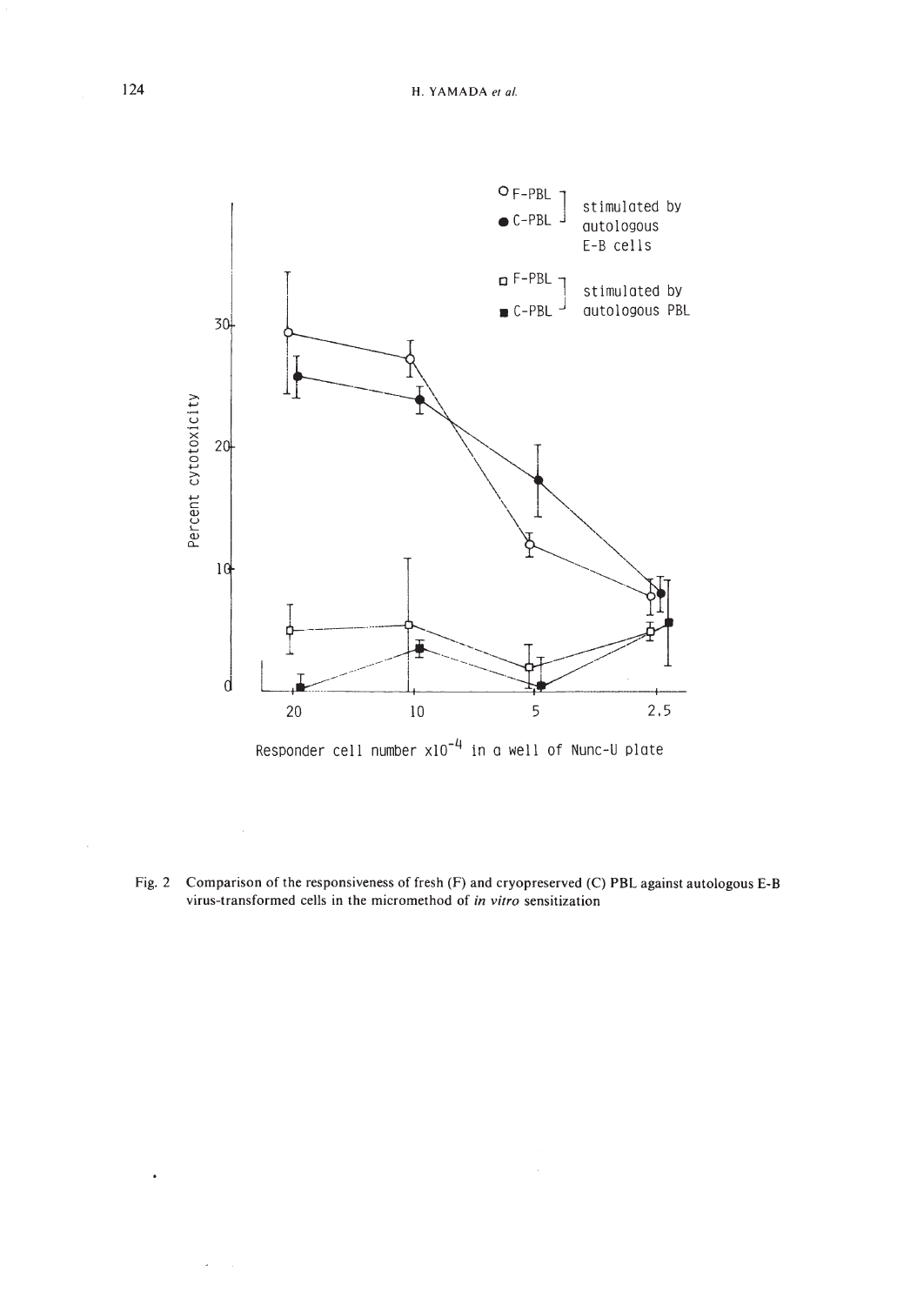Fig. 2 Comparison of the responsiveness of fresh (F) and cryopreserved (C) PBL against autologous E-B virus-transformed cells in the micromethod of *in vitro* sensitization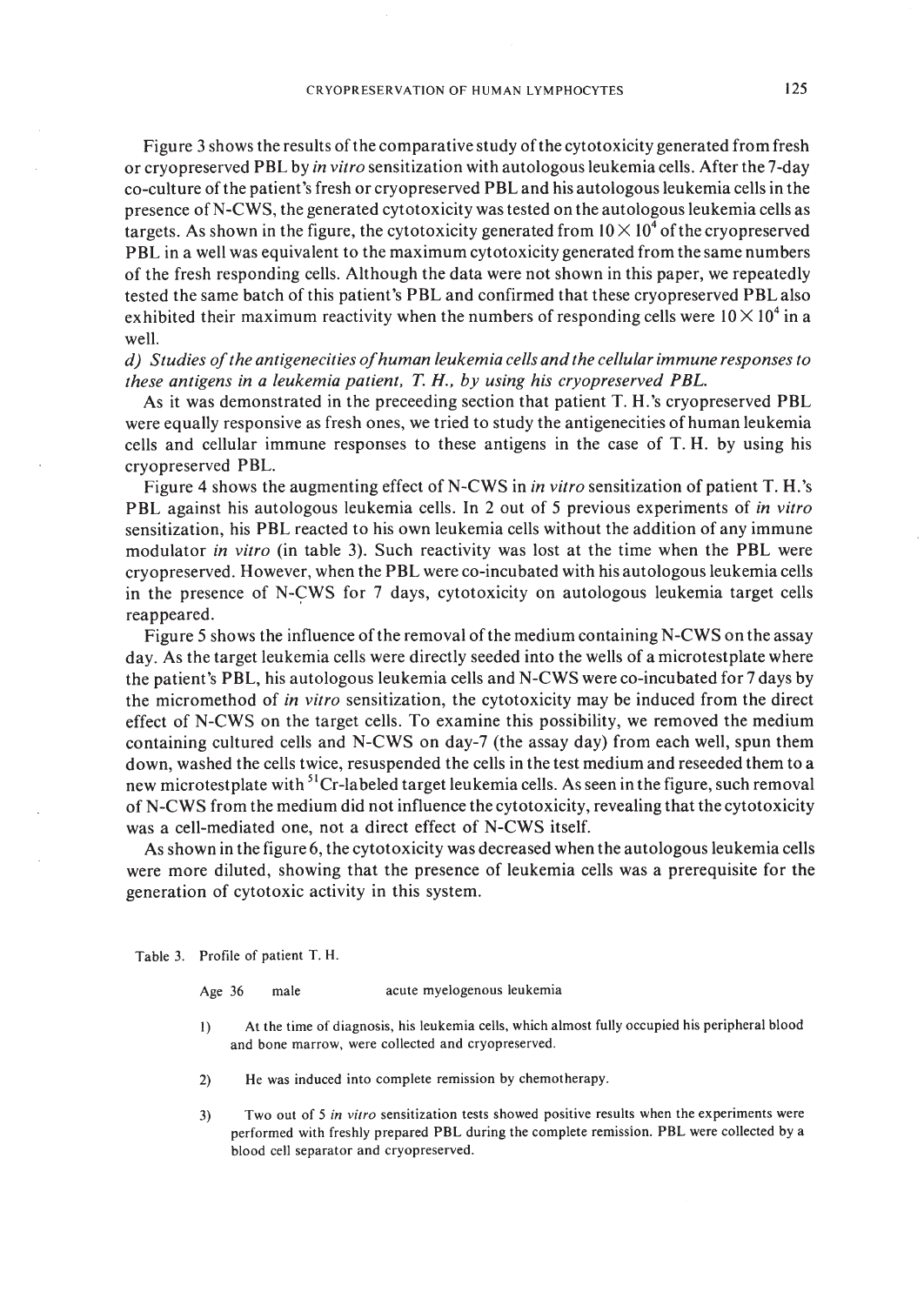Figure 3 shows the results of the comparative study of the cytotoxicity generated from fresh or cryopreserved PBL by *in vitro* sensitization with autologous leukemia cells. After the 7-day co-culture of the patient's fresh or cryopreserved PBL and his autologous leukemia cells in the presence of N-CWS, the generated cytotoxicity was tested on the autologous leukemia cells as targets. As shown in the figure, the cytotoxicity generated from $10 \times 10^4$ of the cryopreserved PBL in a well was equivalent to the maximum cytotoxicity generated from the same numbers of the fresh responding cells. Although the data were not shown in this paper, we repeatedly tested the same batch of this patient's PBL and confirmed that these cryopreserved PBL also exhibited their maximum reactivity when the numbers of responding cells were $10 \times 10^4$ in a well.

*d) Studies of the antigenecities of human leukemia cells and the cellular immune responses to these antigens in a leukemia patient, T. H., by using his cryopreserved PBL.*

As it was demonstrated in the preceeding section that patient T. H.'s cryopreserved PBL were equally responsive as fresh ones, we tried to study the antigenecities of human leukemia cells and cellular immune responses to these antigens in the case of T. H. by using his cryopreserved PBL.

Figure 4 shows the augmenting effect of N-CWS in *in vitro* sensitization of patient T. H.'s PBL against his autologous leukemia cells. In 2 out of 5 previous experiments of *in vitro* sensitization, his PBL reacted to his own leukemia cells without the addition of any immune modulator *in vitro* (in table 3). Such reactivity was lost at the time when the PBL were cryopreserved. However, when the PBL were co-incubated with his autologous leukemia cells in the presence of N-CWS for 7 days, cytotoxicity on autologous leukemia target cells reappeared.

Figure 5 shows the influence of the removal of the medium containing N-CWS on the assay day. As the target leukemia cells were directly seeded into the wells of a microtestplate where the patient's PBL, his autologous leukemia cells and N-CWS were co-incubated for 7 days by the micromethod of *in vitro* sensitization, the cytotoxicity may be induced from the direct effect of N-CWS on the target cells. To examine this possibility, we removed the medium containing cultured cells and N-CWS on day-7 (the assay day) from each well, spun them down, washed the cells twice, resuspended the cells in the test medium and reseeded them to a new microtestplate with $^{51}$Cr-labeled target leukemia cells. As seen in the figure, such removal of N-CWS from the medium did not influence the cytotoxicity, revealing that the cytotoxicity was a cell-mediated one, not a direct effect of N-CWS itself.

As shown in the figure 6, the cytotoxicity was decreased when the autologous leukemia cells were more diluted, showing that the presence of leukemia cells was a prerequisite for the generation of cytotoxic activity in this system.

Table 3. Profile of patient T. H.

Age 36 male acute myelogenous leukemia

1) At the time of diagnosis, his leukemia cells, which almost fully occupied his peripheral blood and bone marrow, were collected and cryopreserved.

2) He was induced into complete remission by chemotherapy.

3) Two out of 5 *in vitro* sensitization tests showed positive results when the experiments were performed with freshly prepared PBL during the complete remission. PBL were collected by a blood cell separator and cryopreserved.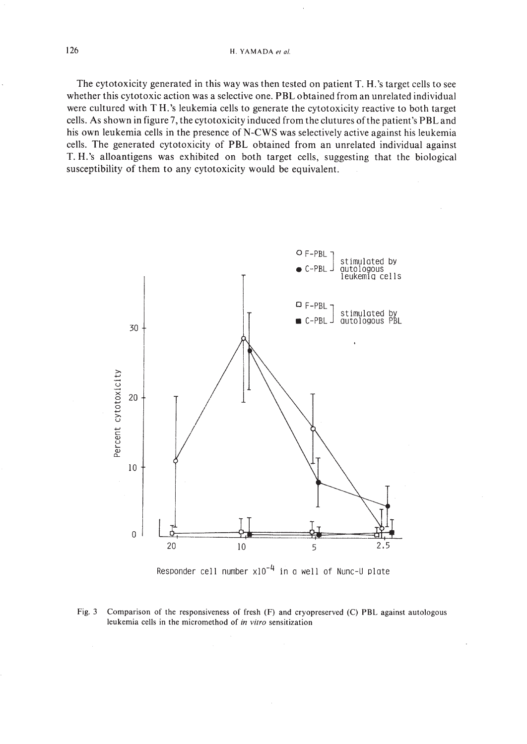The cytotoxicity generated in this way was then tested on patient T. H.'s target cells to see whether this cytotoxic action was a selective one. PBL obtained from an unrelated individual were cultured with T H.'s leukemia cells to generate the cytotoxicity reactive to both target cells. As shown in figure 7, the cytotoxicity induced from the clutures of the patient's PBL and his own leukemia cells in the presence of N-CWS was selectively active against his leukemia cells. The generated cytotoxicity of PBL obtained from an unrelated individual against T. H.'s alloantigens was exhibited on both target cells, suggesting that the biological susceptibility of them to any cytotoxicity would be equivalent.

Fig. 3 Comparison of the responsiveness of fresh (F) and cryopreserved (C) PBL against autologous leukemia cells in the micromethod of *in vitro* sensitization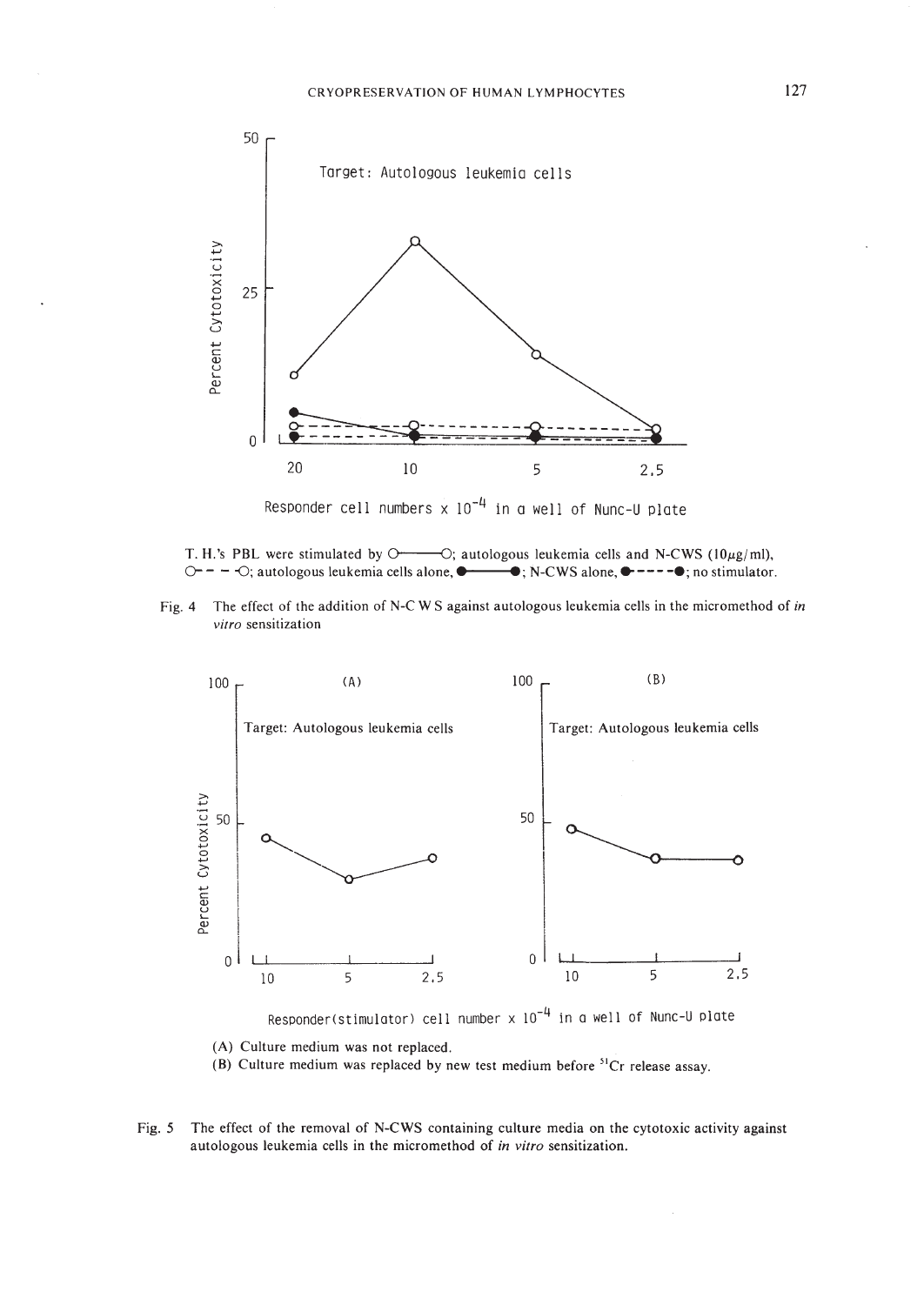T. H.'s PBL were stimulated by ○——○; autologous leukemia cells and N-CWS (10$\mu$g/ml), ○- - -○; autologous leukemia cells alone, ●——●; N-CWS alone, ●- - - -●; no stimulator.

Fig. 4 The effect of the addition of N-C W S against autologous leukemia cells in the micromethod of *in vitro* sensitization

(A) Culture medium was not replaced.
(B) Culture medium was replaced by new test medium before $^{51}$Cr release assay.

Fig. 5 The effect of the removal of N-CWS containing culture media on the cytotoxic activity against autologous leukemia cells in the micromethod of *in vitro* sensitization.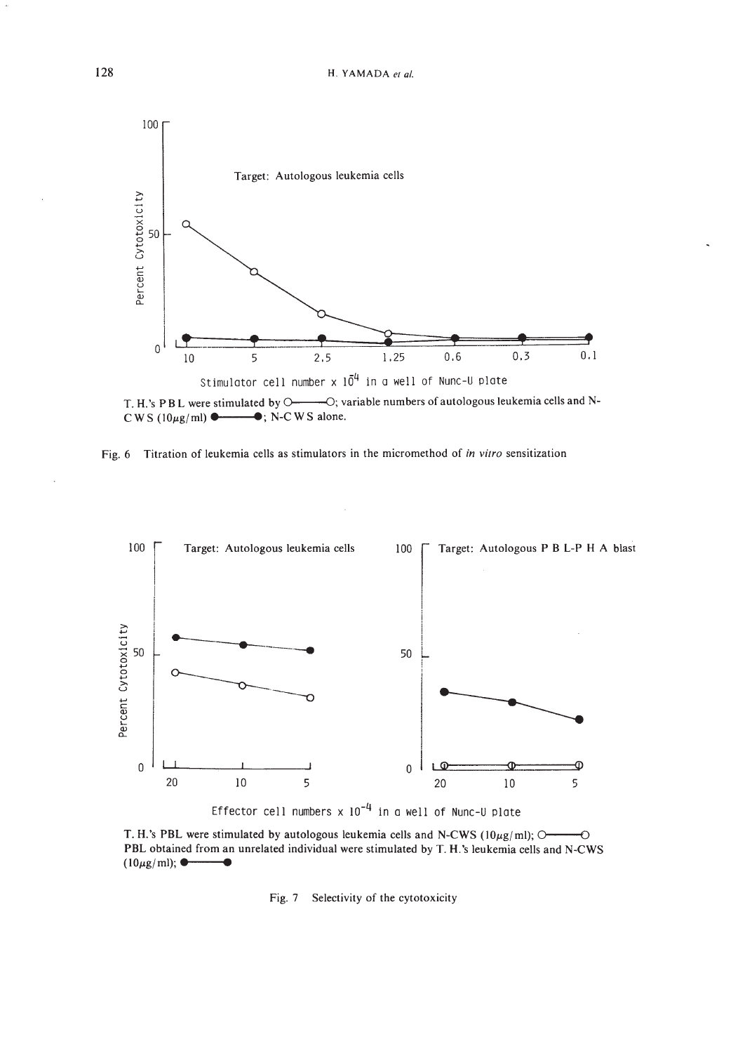T. H.'s P B L were stimulated by ○———○; variable numbers of autologous leukemia cells and N-C W S (10μg/ml) ●———●; N-C W S alone.

Fig. 6 Titration of leukemia cells as stimulators in the micromethod of *in vitro* sensitization

T. H.'s PBL were stimulated by autologous leukemia cells and N-CWS (10μg/ml); ○———○
PBL obtained from an unrelated individual were stimulated by T. H.'s leukemia cells and N-CWS (10μg/ml); ●———●

Fig. 7 Selectivity of the cytotoxicity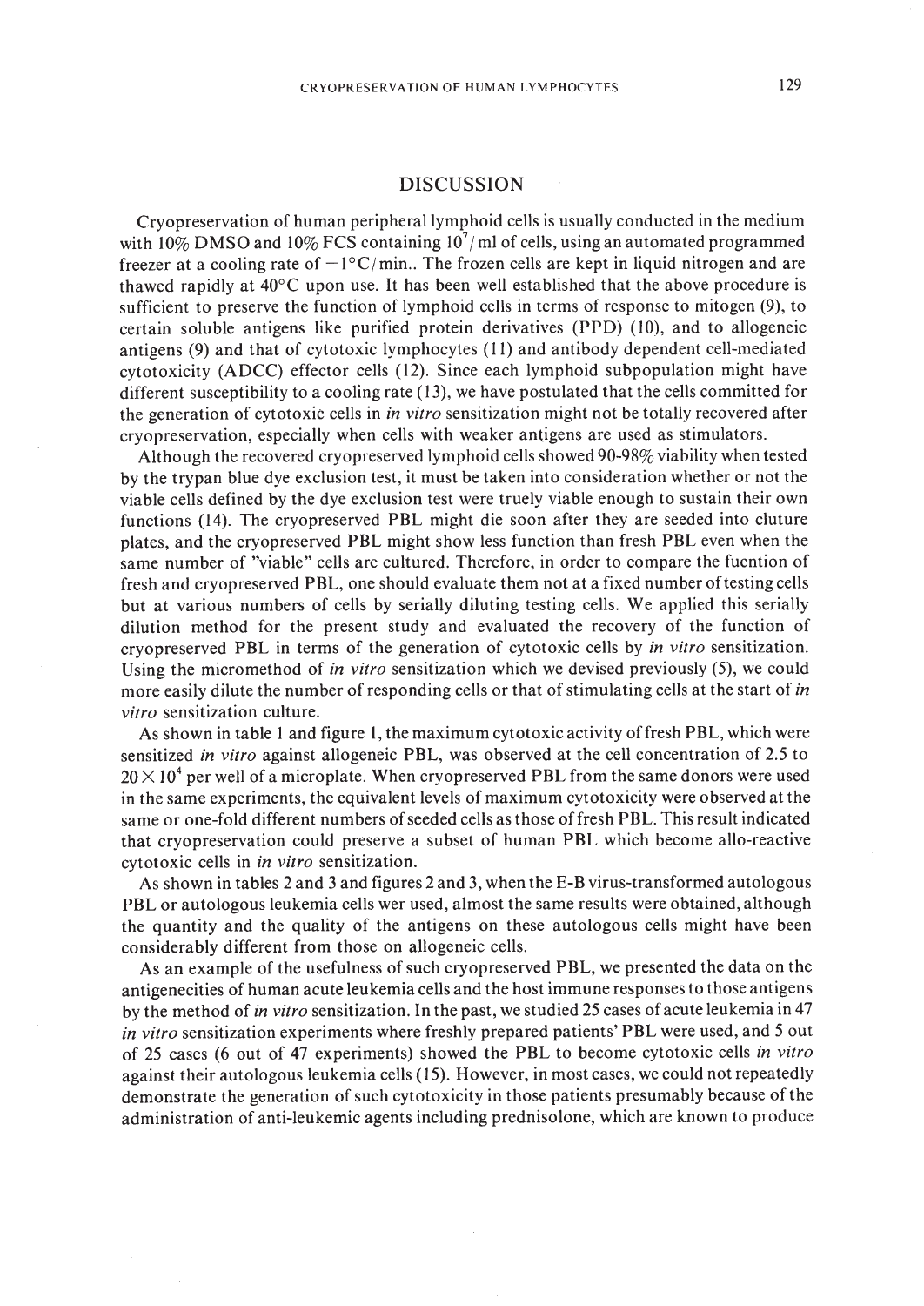## DISCUSSION

Cryopreservation of human peripheral lymphoid cells is usually conducted in the medium with 10% DMSO and 10% FCS containing $10^7$/ml of cells, using an automated programmed freezer at a cooling rate of $-1°C$/min.. The frozen cells are kept in liquid nitrogen and are thawed rapidly at 40°C upon use. It has been well established that the above procedure is sufficient to preserve the function of lymphoid cells in terms of response to mitogen (9), to certain soluble antigens like purified protein derivatives (PPD) (10), and to allogeneic antigens (9) and that of cytotoxic lymphocytes (11) and antibody dependent cell-mediated cytotoxicity (ADCC) effector cells (12). Since each lymphoid subpopulation might have different susceptibility to a cooling rate (13), we have postulated that the cells committed for the generation of cytotoxic cells in *in vitro* sensitization might not be totally recovered after cryopreservation, especially when cells with weaker antigens are used as stimulators.

Although the recovered cryopreserved lymphoid cells showed 90-98% viability when tested by the trypan blue dye exclusion test, it must be taken into consideration whether or not the viable cells defined by the dye exclusion test were truely viable enough to sustain their own functions (14). The cryopreserved PBL might die soon after they are seeded into cluture plates, and the cryopreserved PBL might show less function than fresh PBL even when the same number of "viable" cells are cultured. Therefore, in order to compare the fucntion of fresh and cryopreserved PBL, one should evaluate them not at a fixed number of testing cells but at various numbers of cells by serially diluting testing cells. We applied this serially dilution method for the present study and evaluated the recovery of the function of cryopreserved PBL in terms of the generation of cytotoxic cells by *in vitro* sensitization. Using the micromethod of *in vitro* sensitization which we devised previously (5), we could more easily dilute the number of responding cells or that of stimulating cells at the start of *in vitro* sensitization culture.

As shown in table 1 and figure 1, the maximum cytotoxic activity of fresh PBL, which were sensitized *in vitro* against allogeneic PBL, was observed at the cell concentration of 2.5 to $20 \times 10^4$ per well of a microplate. When cryopreserved PBL from the same donors were used in the same experiments, the equivalent levels of maximum cytotoxicity were observed at the same or one-fold different numbers of seeded cells as those of fresh PBL. This result indicated that cryopreservation could preserve a subset of human PBL which become allo-reactive cytotoxic cells in *in vitro* sensitization.

As shown in tables 2 and 3 and figures 2 and 3, when the E-B virus-transformed autologous PBL or autologous leukemia cells wer used, almost the same results were obtained, although the quantity and the quality of the antigens on these autologous cells might have been considerably different from those on allogeneic cells.

As an example of the usefulness of such cryopreserved PBL, we presented the data on the antigenecities of human acute leukemia cells and the host immune responses to those antigens by the method of *in vitro* sensitization. In the past, we studied 25 cases of acute leukemia in 47 *in vitro* sensitization experiments where freshly prepared patients' PBL were used, and 5 out of 25 cases (6 out of 47 experiments) showed the PBL to become cytotoxic cells *in vitro* against their autologous leukemia cells (15). However, in most cases, we could not repeatedly demonstrate the generation of such cytotoxicity in those patients presumably because of the administration of anti-leukemic agents including prednisolone, which are known to produce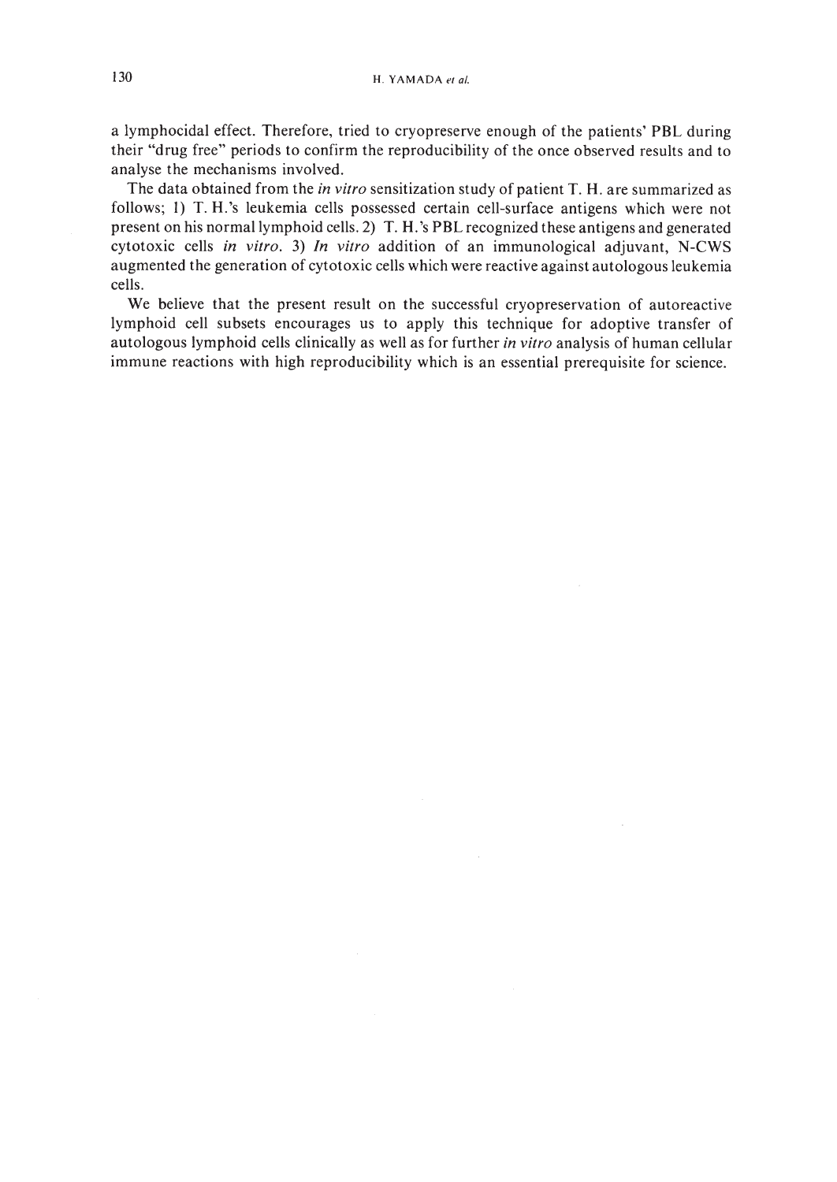a lymphocidal effect. Therefore, tried to cryopreserve enough of the patients' PBL during their "drug free" periods to confirm the reproducibility of the once observed results and to analyse the mechanisms involved.

The data obtained from the *in vitro* sensitization study of patient T. H. are summarized as follows; 1) T. H.'s leukemia cells possessed certain cell-surface antigens which were not present on his normal lymphoid cells. 2) T. H.'s PBL recognized these antigens and generated cytotoxic cells *in vitro*. 3) *In vitro* addition of an immunological adjuvant, N-CWS augmented the generation of cytotoxic cells which were reactive against autologous leukemia cells.

We believe that the present result on the successful cryopreservation of autoreactive lymphoid cell subsets encourages us to apply this technique for adoptive transfer of autologous lymphoid cells clinically as well as for further *in vitro* analysis of human cellular immune reactions with high reproducibility which is an essential prerequisite for science.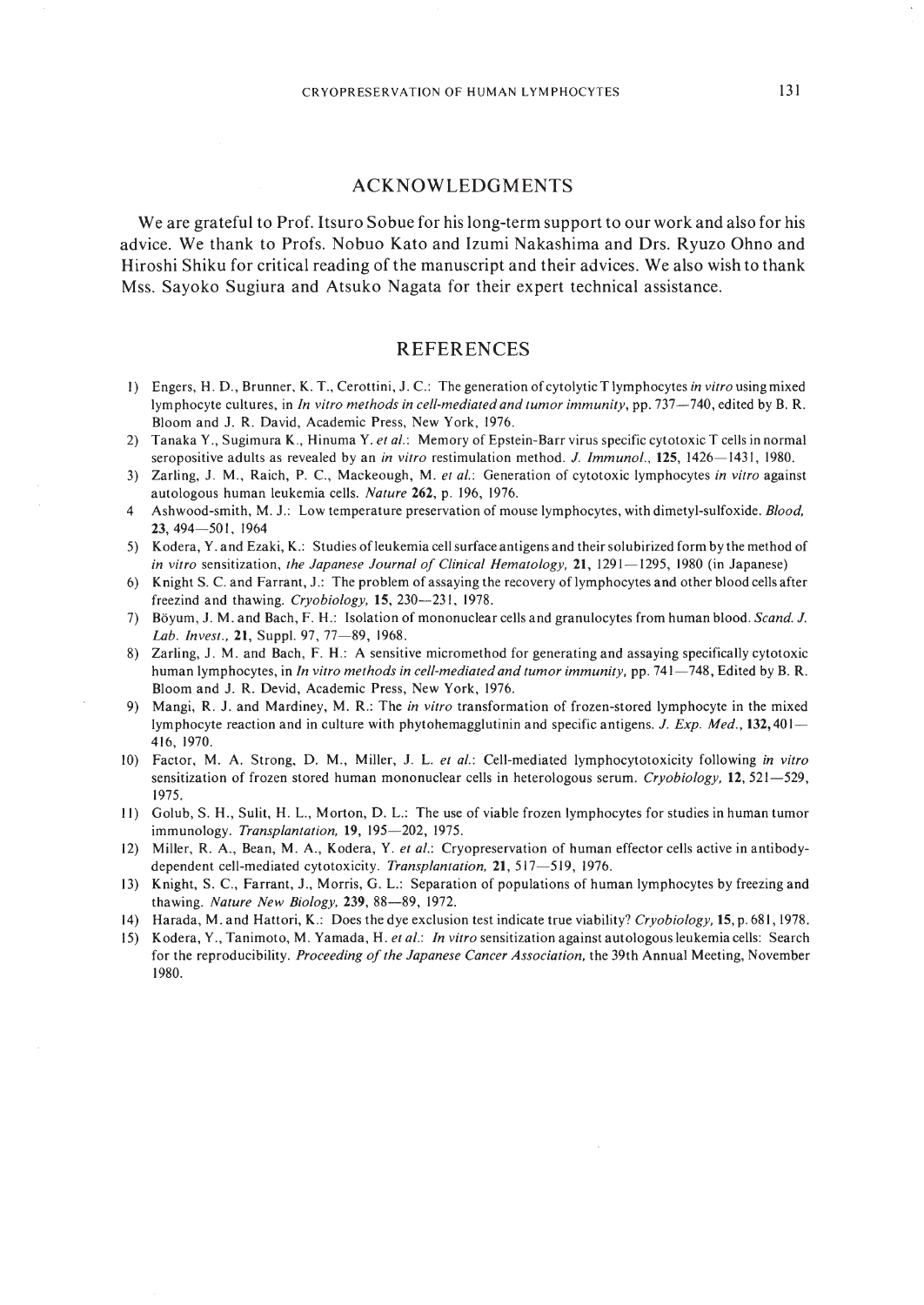## ACKNOWLEDGMENTS

We are grateful to Prof. Itsuro Sobue for his long-term support to our work and also for his advice. We thank to Profs. Nobuo Kato and Izumi Nakashima and Drs. Ryuzo Ohno and Hiroshi Shiku for critical reading of the manuscript and their advices. We also wish to thank Mss. Sayoko Sugiura and Atsuko Nagata for their expert technical assistance.

## REFERENCES

1) Engers, H. D., Brunner, K. T., Cerottini, J. C.: The generation of cytolytic T lymphocytes *in vitro* using mixed lymphocyte cultures, in *In vitro methods in cell-mediated and tumor immunity*, pp. 737—740, edited by B. R. Bloom and J. R. David, Academic Press, New York, 1976.
2) Tanaka Y., Sugimura K., Hinuma Y. *et al.*: Memory of Epstein-Barr virus specific cytotoxic T cells in normal seropositive adults as revealed by an *in vitro* restimulation method. *J. Immunol.*, **125**, 1426—1431, 1980.
3) Zarling, J. M., Raich, P. C., Mackeough, M. *et al.*: Generation of cytotoxic lymphocytes *in vitro* against autologous human leukemia cells. *Nature* **262**, p. 196, 1976.
4 Ashwood-smith, M. J.: Low temperature preservation of mouse lymphocytes, with dimetyl-sulfoxide. *Blood,* **23**, 494—501, 1964
5) Kodera, Y. and Ezaki, K.: Studies of leukemia cell surface antigens and their solubirized form by the method of *in vitro* sensitization, *the Japanese Journal of Clinical Hematology,* **21**, 1291—1295, 1980 (in Japanese)
6) Knight S. C. and Farrant, J.: The problem of assaying the recovery of lymphocytes and other blood cells after freezind and thawing. *Cryobiology,* **15**, 230—231, 1978.
7) Böyum, J. M. and Bach, F. H.: Isolation of mononuclear cells and granulocytes from human blood. *Scand. J. Lab. Invest.,* **21**, Suppl. 97, 77—89, 1968.
8) Zarling, J. M. and Bach, F. H.: A sensitive micromethod for generating and assaying specifically cytotoxic human lymphocytes, in *In vitro methods in cell-mediated and tumor immunity,* pp. 741—748, Edited by B. R. Bloom and J. R. Devid, Academic Press, New York, 1976.
9) Mangi, R. J. and Mardiney, M. R.: The *in vitro* transformation of frozen-stored lymphocyte in the mixed lymphocyte reaction and in culture with phytohemagglutinin and specific antigens. *J. Exp. Med.*, **132**, 401—416, 1970.
10) Factor, M. A. Strong, D. M., Miller, J. L. *et al.*: Cell-mediated lymphocytotoxicity following *in vitro* sensitization of frozen stored human mononuclear cells in heterologous serum. *Cryobiology,* **12**, 521—529, 1975.
11) Golub, S. H., Sulit, H. L., Morton, D. L.: The use of viable frozen lymphocytes for studies in human tumor immunology. *Transplantation,* **19**, 195—202, 1975.
12) Miller, R. A., Bean, M. A., Kodera, Y. *et al.*: Cryopreservation of human effector cells active in antibody-dependent cell-mediated cytotoxicity. *Transplantation,* **21**, 517—519, 1976.
13) Knight, S. C., Farrant, J., Morris, G. L.: Separation of populations of human lymphocytes by freezing and thawing. *Nature New Biology,* **239**, 88—89, 1972.
14) Harada, M. and Hattori, K.: Does the dye exclusion test indicate true viability? *Cryobiology,* **15**, p. 681, 1978.
15) Kodera, Y., Tanimoto, M. Yamada, H. *et al.*: *In vitro* sensitization against autologous leukemia cells: Search for the reproducibility. *Proceeding of the Japanese Cancer Association,* the 39th Annual Meeting, November 1980.